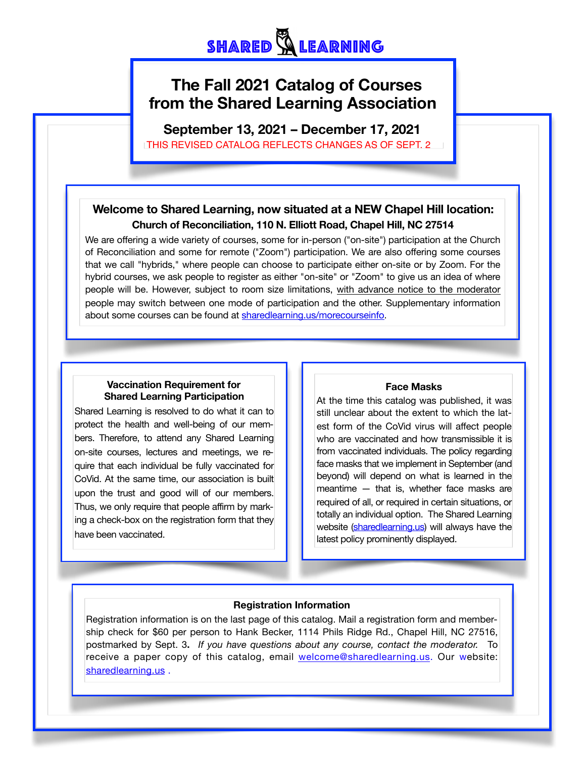SHARED LEARNING

# The Fall 2021 Catalog of Courses from the Shared Learning Association

## September 13, 2021 – December 17, 2021

THIS REVISED CATALOG REFLECTS CHANGES AS OF SEPT. 2

### Welcome to Shared Learning, now situated at a NEW Chapel Hill location:

**Church of Reconciliation, 110 N. Elliott Road, Chapel Hill, NC 27514**

We are offering a wide variety of courses, some for in-person ("on-site") participation at the Church of Reconciliation and some for remote ("Zoom") participation. We are also offering some courses that we call "hybrids," where people can choose to participate either on-site or by Zoom. For the hybrid courses, we ask people to register as either "on-site" or "Zoom" to give us an idea of where people will be. However, subject to room size limitations, with advance notice to the moderator people may switch between one mode of participation and the other. Supplementary information about some courses can be found at sharedlearning.us/morecourseinfo.

### Vaccination Requirement for Shared Learning Participation

Shared Learning is resolved to do what it can to protect the health and well-being of our members. Therefore, to attend any Shared Learning on-site courses, lectures and meetings, we require that each individual be fully vaccinated for CoVid. At the same time, our association is built upon the trust and good will of our members. Thus, we only require that people affirm by marking a check-box on the registration form that they have been vaccinated.

### Face Masks

At the time this catalog was published, it was still unclear about the extent to which the latest form of the CoVid virus will affect people who are vaccinated and how transmissible it is from vaccinated individuals. The policy regarding face masks that we implement in September (and beyond) will depend on what is learned in the meantime — that is, whether face masks are required of all, or required in certain situations, or totally an individual option. The Shared Learning website (sharedlearning.us) will always have the latest policy prominently displayed.

### Registration Information

Registration information is on the last page of this catalog. Mail a registration form and membership check for $60 per person to Hank Becker, 1114 Phils Ridge Rd., Chapel Hill, NC 27516, postmarked by Sept. 3. *If you have questions about any course, contact the moderator.* To receive a paper copy of this catalog, email welcome@sharedlearning.us. Our website: sharedlearning.us .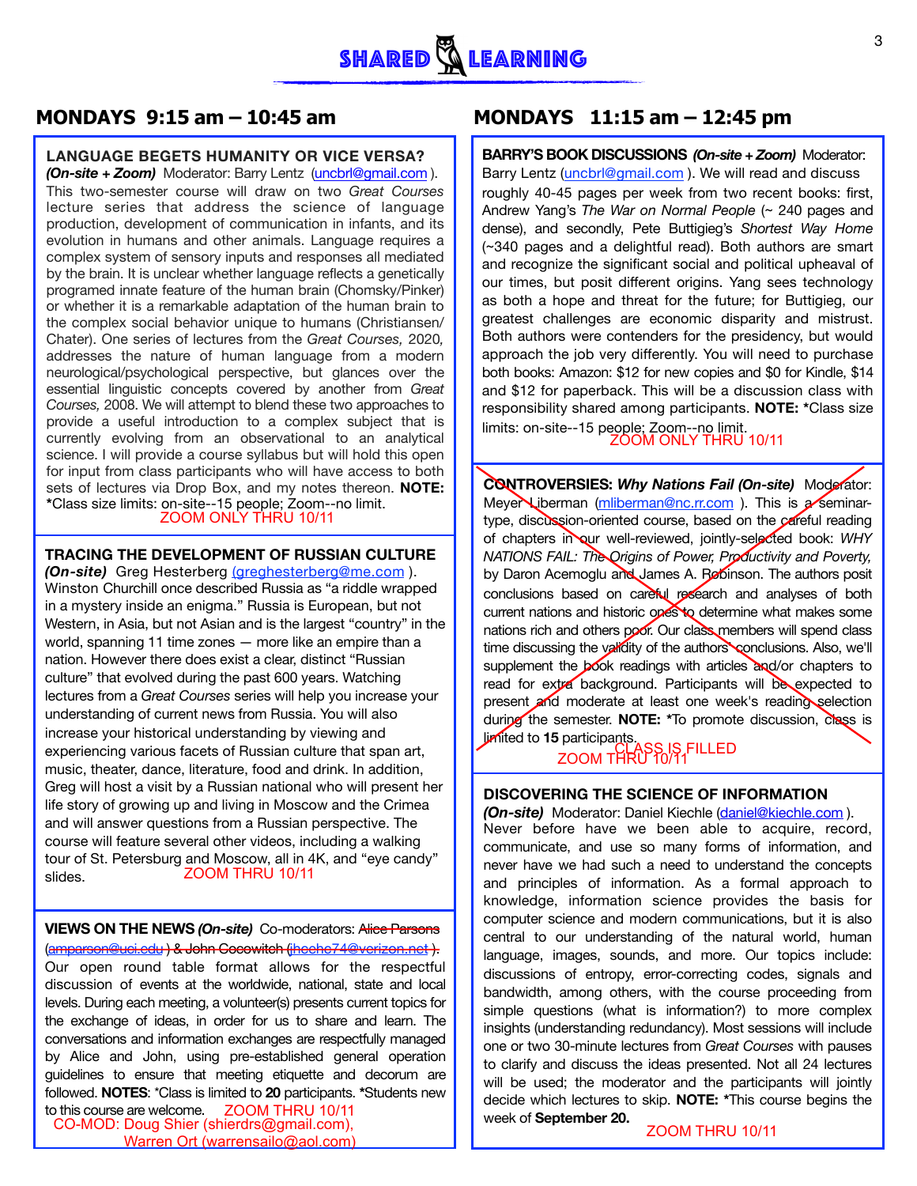# MONDAYS 9:15 am – 10:45 am

### LANGUAGE BEGETS HUMANITY OR VICE VERSA?

***(On-site + Zoom)*** Moderator: Barry Lentz (uncbrl@gmail.com ). This two-semester course will draw on two *Great Courses* lecture series that address the science of language production, development of communication in infants, and its evolution in humans and other animals. Language requires a complex system of sensory inputs and responses all mediated by the brain. It is unclear whether language reflects a genetically programed innate feature of the human brain (Chomsky/Pinker) or whether it is a remarkable adaptation of the human brain to the complex social behavior unique to humans (Christiansen/ Chater). One series of lectures from the *Great Courses,* 2020, addresses the nature of human language from a modern neurological/psychological perspective, but glances over the essential linguistic concepts covered by another from *Great Courses,* 2008. We will attempt to blend these two approaches to provide a useful introduction to a complex subject that is currently evolving from an observational to an analytical science. I will provide a course syllabus but will hold this open for input from class participants who will have access to both sets of lectures via Drop Box, and my notes thereon. **NOTE:** *Class size limits: on-site--15 people; Zoom--no limit.

ZOOM ONLY THRU 10/11

### TRACING THE DEVELOPMENT OF RUSSIAN CULTURE

***(On-site)*** Greg Hesterberg (greghesterberg@me.com ). Winston Churchill once described Russia as "a riddle wrapped in a mystery inside an enigma." Russia is European, but not Western, in Asia, but not Asian and is the largest "country" in the world, spanning 11 time zones — more like an empire than a nation. However there does exist a clear, distinct "Russian culture" that evolved during the past 600 years. Watching lectures from a *Great Courses* series will help you increase your understanding of current news from Russia. You will also increase your historical understanding by viewing and experiencing various facets of Russian culture that span art, music, theater, dance, literature, food and drink. In addition, Greg will host a visit by a Russian national who will present her life story of growing up and living in Moscow and the Crimea and will answer questions from a Russian perspective. The course will feature several other videos, including a walking tour of St. Petersburg and Moscow, all in 4K, and "eye candy" slides.

ZOOM THRU 10/11

### VIEWS ON THE NEWS *(On-site)*

Co-moderators: ~~Alice Parsons (amparson@uci.edu) & John Cocowitch (jhecho74@verizon.net).~~ Our open round table format allows for the respectful discussion of events at the worldwide, national, state and local levels. During each meeting, a volunteer(s) presents current topics for the exchange of ideas, in order for us to share and learn. The conversations and information exchanges are respectfully managed by Alice and John, using pre-established general operation guidelines to ensure that meeting etiquette and decorum are followed. **NOTES**: *Class is limited to **20** participants. *Students new to this course are welcome.

ZOOM THRU 10/11

CO-MOD: Doug Shier (shierdrs@gmail.com), Warren Ort (warrensailo@aol.com)

# MONDAYS 11:15 am – 12:45 pm

### BARRY'S BOOK DISCUSSIONS *(On-site + Zoom)*

Moderator: Barry Lentz (uncbrl@gmail.com ). We will read and discuss roughly 40-45 pages per week from two recent books: first, Andrew Yang's *The War on Normal People* (~ 240 pages and dense), and secondly, Pete Buttigieg's *Shortest Way Home* (~340 pages and a delightful read). Both authors are smart and recognize the significant social and political upheaval of our times, but posit different origins. Yang sees technology as both a hope and threat for the future; for Buttigieg, our greatest challenges are economic disparity and mistrust. Both authors were contenders for the presidency, but would approach the job very differently. You will need to purchase both books: Amazon: $12 for new copies and $0 for Kindle, $14 and $12 for paperback. This will be a discussion class with responsibility shared among participants. **NOTE:** *Class size limits: on-site--15 people; Zoom--no limit.

ZOOM ONLY THRU 10/11

### ~~CONTROVERSIES: *Why Nations Fail (On-site)*~~

~~Moderator: Meyer Liberman (mliberman@nc.rr.com ). This is a seminar-type, discussion-oriented course, based on the careful reading of chapters in our well-reviewed, jointly-selected book: *WHY NATIONS FAIL: The Origins of Power, Productivity and Poverty,* by Daron Acemoglu and James A. Robinson. The authors posit conclusions based on careful research and analyses of both current nations and historic ones to determine what makes some nations rich and others poor. Our class members will spend class time discussing the validity of the authors' conclusions. Also, we'll supplement the book readings with articles and/or chapters to read for extra background. Participants will be expected to present and moderate at least one week's reading selection during the semester. **NOTE:** *To promote discussion, class is limited to **15** participants.~~

CLASS IS FILLED

ZOOM THRU 10/11

### DISCOVERING THE SCIENCE OF INFORMATION

***(On-site)*** Moderator: Daniel Kiechle (daniel@kiechle.com ). Never before have we been able to acquire, record, communicate, and use so many forms of information, and never have we had such a need to understand the concepts and principles of information. As a formal approach to knowledge, information science provides the basis for computer science and modern communications, but it is also central to our understanding of the natural world, human language, images, sounds, and more. Our topics include: discussions of entropy, error-correcting codes, signals and bandwidth, among others, with the course proceeding from simple questions (what is information?) to more complex insights (understanding redundancy). Most sessions will include one or two 30-minute lectures from *Great Courses* with pauses to clarify and discuss the ideas presented. Not all 24 lectures will be used; the moderator and the participants will jointly decide which lectures to skip. **NOTE:** *This course begins the week of **September 20.**

ZOOM THRU 10/11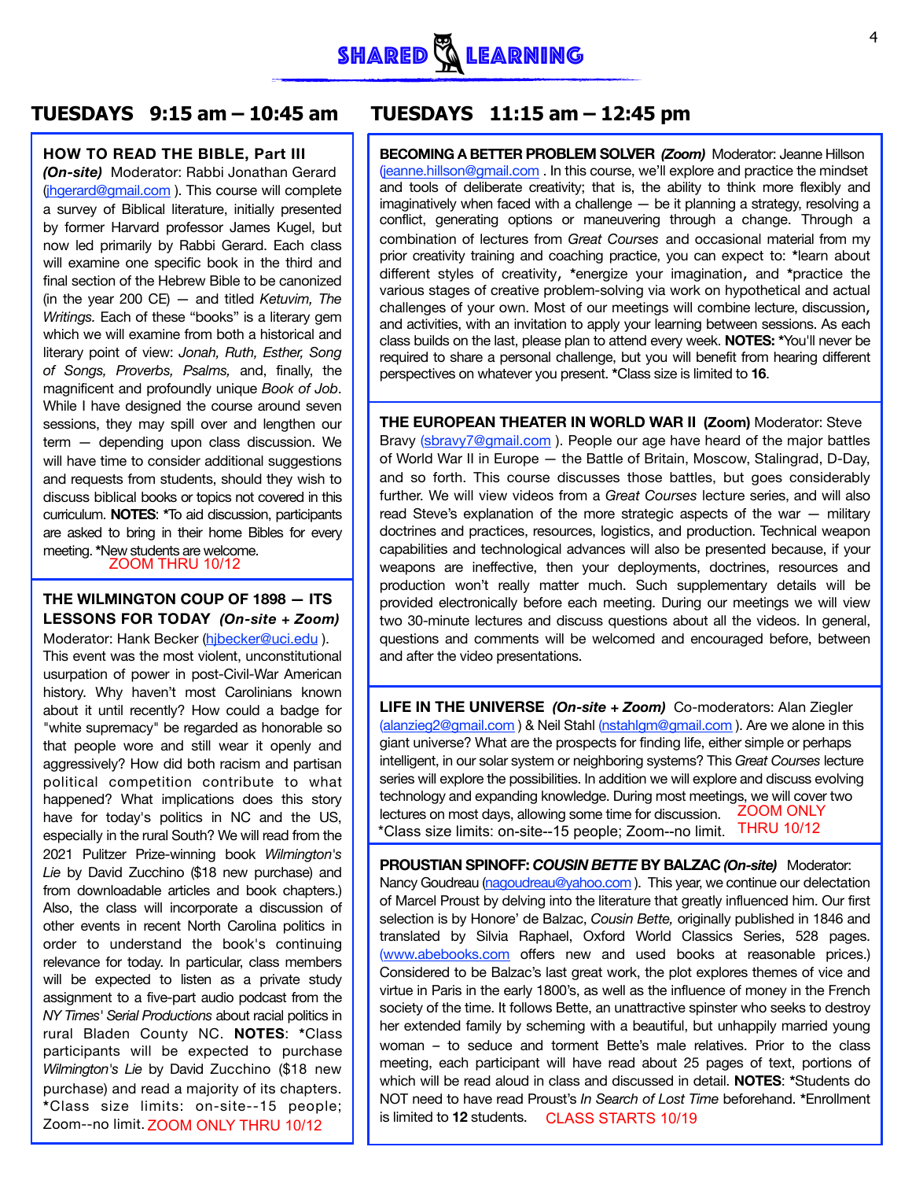# SHARED LEARNING

## TUESDAYS 9:15 am – 10:45 am

### HOW TO READ THE BIBLE, Part III

***(On-site)*** Moderator: Rabbi Jonathan Gerard (jhgerard@gmail.com ). This course will complete a survey of Biblical literature, initially presented by former Harvard professor James Kugel, but now led primarily by Rabbi Gerard. Each class will examine one specific book in the third and final section of the Hebrew Bible to be canonized (in the year 200 CE) — and titled *Ketuvim, The Writings.* Each of these "books" is a literary gem which we will examine from both a historical and literary point of view: *Jonah, Ruth, Esther, Song of Songs, Proverbs, Psalms,* and, finally, the magnificent and profoundly unique *Book of Job*. While I have designed the course around seven sessions, they may spill over and lengthen our term — depending upon class discussion. We will have time to consider additional suggestions and requests from students, should they wish to discuss biblical books or topics not covered in this curriculum. **NOTES**: *To aid discussion, participants are asked to bring in their home Bibles for every meeting. *New students are welcome.

ZOOM THRU 10/12

### THE WILMINGTON COUP OF 1898 — ITS LESSONS FOR TODAY *(On-site + Zoom)*

Moderator: Hank Becker (hjbecker@uci.edu ). This event was the most violent, unconstitutional usurpation of power in post-Civil-War American history. Why haven't most Carolinians known about it until recently? How could a badge for "white supremacy" be regarded as honorable so that people wore and still wear it openly and aggressively? How did both racism and partisan political competition contribute to what happened? What implications does this story have for today's politics in NC and the US, especially in the rural South? We will read from the 2021 Pulitzer Prize-winning book *Wilmington's Lie* by David Zucchino ($18 new purchase) and from downloadable articles and book chapters.) Also, the class will incorporate a discussion of other events in recent North Carolina politics in order to understand the book's continuing relevance for today. In particular, class members will be expected to listen as a private study assignment to a five-part audio podcast from the *NY Times' Serial Productions* about racial politics in rural Bladen County NC. **NOTES**: *Class participants will be expected to purchase *Wilmington's Lie* by David Zucchino ($18 new purchase) and read a majority of its chapters. *Class size limits: on-site--15 people; Zoom--no limit. ZOOM ONLY THRU 10/12

## TUESDAYS 11:15 am – 12:45 pm

### BECOMING A BETTER PROBLEM SOLVER *(Zoom)*

Moderator: Jeanne Hillson (jeanne.hillson@gmail.com . In this course, we'll explore and practice the mindset and tools of deliberate creativity; that is, the ability to think more flexibly and imaginatively when faced with a challenge — be it planning a strategy, resolving a conflict, generating options or maneuvering through a change. Through a combination of lectures from *Great Courses* and occasional material from my prior creativity training and coaching practice, you can expect to: *learn about different styles of creativity, *energize your imagination, and *practice the various stages of creative problem-solving via work on hypothetical and actual challenges of your own. Most of our meetings will combine lecture, discussion, and activities, with an invitation to apply your learning between sessions. As each class builds on the last, please plan to attend every week. **NOTES:** *You'll never be required to share a personal challenge, but you will benefit from hearing different perspectives on whatever you present. *Class size is limited to **16**.

### THE EUROPEAN THEATER IN WORLD WAR II (Zoom)

Moderator: Steve Bravy (sbravy7@gmail.com ). People our age have heard of the major battles of World War II in Europe — the Battle of Britain, Moscow, Stalingrad, D-Day, and so forth. This course discusses those battles, but goes considerably further. We will view videos from a *Great Courses* lecture series, and will also read Steve's explanation of the more strategic aspects of the war — military doctrines and practices, resources, logistics, and production. Technical weapon capabilities and technological advances will also be presented because, if your weapons are ineffective, then your deployments, doctrines, resources and production won't really matter much. Such supplementary details will be provided electronically before each meeting. During our meetings we will view two 30-minute lectures and discuss questions about all the videos. In general, questions and comments will be welcomed and encouraged before, between and after the video presentations.

### LIFE IN THE UNIVERSE *(On-site + Zoom)*

Co-moderators: Alan Ziegler (alanzieg2@gmail.com ) & Neil Stahl (nstahlgm@gmail.com ). Are we alone in this giant universe? What are the prospects for finding life, either simple or perhaps intelligent, in our solar system or neighboring systems? This *Great Courses* lecture series will explore the possibilities. In addition we will explore and discuss evolving technology and expanding knowledge. During most meetings, we will cover two lectures on most days, allowing some time for discussion. *Class size limits: on-site--15 people; Zoom--no limit. ZOOM ONLY THRU 10/12

### PROUSTIAN SPINOFF: *COUSIN BETTE* BY BALZAC *(On-site)*

Moderator: Nancy Goudreau (nagoudreau@yahoo.com ). This year, we continue our delectation of Marcel Proust by delving into the literature that greatly influenced him. Our first selection is by Honore' de Balzac, *Cousin Bette,* originally published in 1846 and translated by Silvia Raphael, Oxford World Classics Series, 528 pages. (www.abebooks.com offers new and used books at reasonable prices.) Considered to be Balzac's last great work, the plot explores themes of vice and virtue in Paris in the early 1800's, as well as the influence of money in the French society of the time. It follows Bette, an unattractive spinster who seeks to destroy her extended family by scheming with a beautiful, but unhappily married young woman – to seduce and torment Bette's male relatives. Prior to the class meeting, each participant will have read about 25 pages of text, portions of which will be read aloud in class and discussed in detail. **NOTES**: *Students do NOT need to have read Proust's *In Search of Lost Time* beforehand. *Enrollment is limited to **12** students. CLASS STARTS 10/19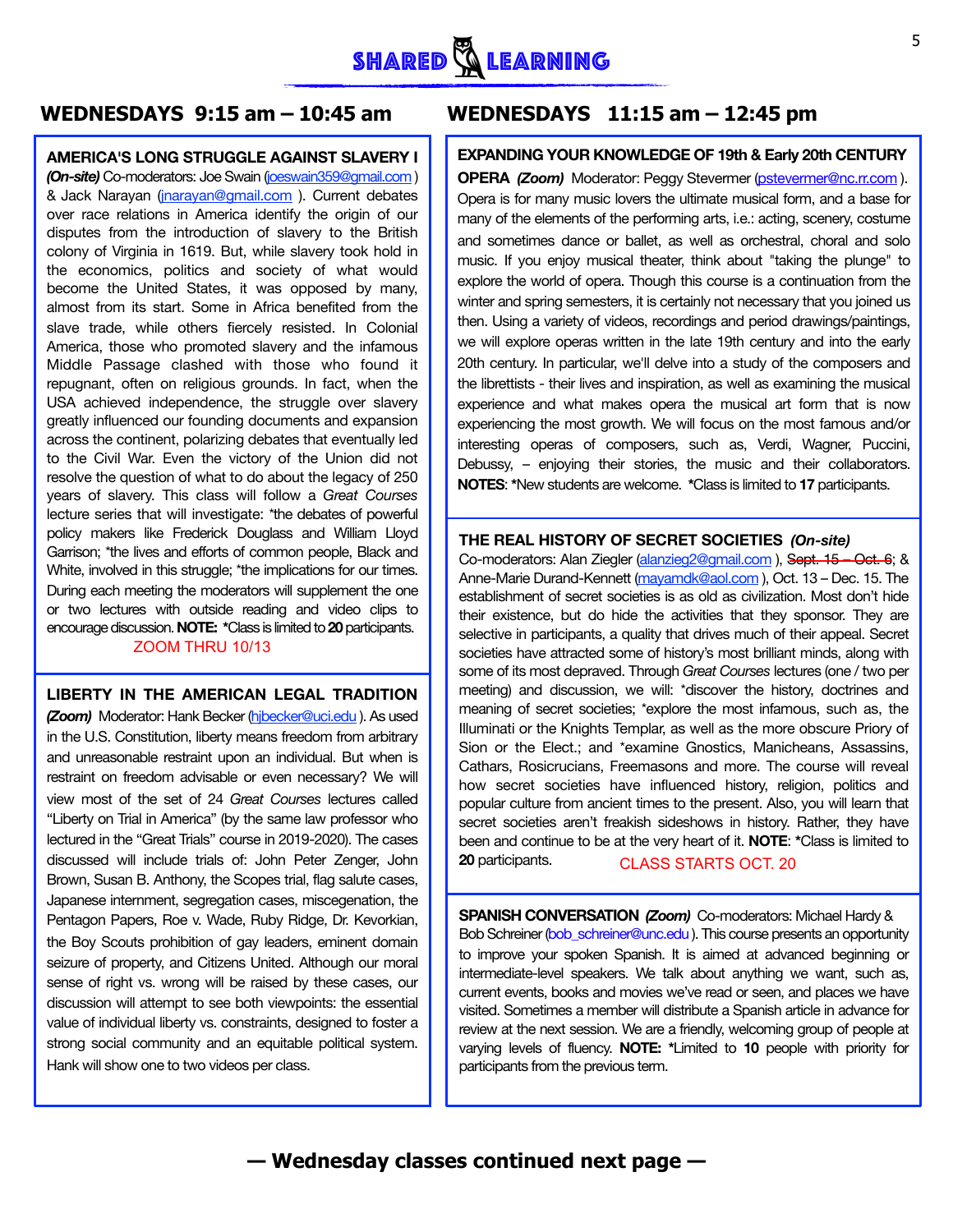# SHARED LEARNING

## WEDNESDAYS 9:15 am – 10:45 am

**AMERICA'S LONG STRUGGLE AGAINST SLAVERY I**
***(On-site)*** Co-moderators: Joe Swain (joeswain359@gmail.com ) & Jack Narayan (jnarayan@gmail.com ). Current debates over race relations in America identify the origin of our disputes from the introduction of slavery to the British colony of Virginia in 1619. But, while slavery took hold in the economics, politics and society of what would become the United States, it was opposed by many, almost from its start. Some in Africa benefited from the slave trade, while others fiercely resisted. In Colonial America, those who promoted slavery and the infamous Middle Passage clashed with those who found it repugnant, often on religious grounds. In fact, when the USA achieved independence, the struggle over slavery greatly influenced our founding documents and expansion across the continent, polarizing debates that eventually led to the Civil War. Even the victory of the Union did not resolve the question of what to do about the legacy of 250 years of slavery. This class will follow a *Great Courses* lecture series that will investigate: *the debates of powerful policy makers like Frederick Douglass and William Lloyd Garrison; *the lives and efforts of common people, Black and White, involved in this struggle; *the implications for our times. During each meeting the moderators will supplement the one or two lectures with outside reading and video clips to encourage discussion. **NOTE:** *Class is limited to **20** participants.

ZOOM THRU 10/13

**LIBERTY IN THE AMERICAN LEGAL TRADITION**
***(Zoom)*** Moderator: Hank Becker (hjbecker@uci.edu ). As used in the U.S. Constitution, liberty means freedom from arbitrary and unreasonable restraint upon an individual. But when is restraint on freedom advisable or even necessary? We will view most of the set of 24 *Great Courses* lectures called "Liberty on Trial in America" (by the same law professor who lectured in the "Great Trials" course in 2019-2020). The cases discussed will include trials of: John Peter Zenger, John Brown, Susan B. Anthony, the Scopes trial, flag salute cases, Japanese internment, segregation cases, miscegenation, the Pentagon Papers, Roe v. Wade, Ruby Ridge, Dr. Kevorkian, the Boy Scouts prohibition of gay leaders, eminent domain seizure of property, and Citizens United. Although our moral sense of right vs. wrong will be raised by these cases, our discussion will attempt to see both viewpoints: the essential value of individual liberty vs. constraints, designed to foster a strong social community and an equitable political system. Hank will show one to two videos per class.

## WEDNESDAYS 11:15 am – 12:45 pm

**EXPANDING YOUR KNOWLEDGE OF 19th & Early 20th CENTURY OPERA** ***(Zoom)*** Moderator: Peggy Stevermer (pstevermer@nc.rr.com ). Opera is for many music lovers the ultimate musical form, and a base for many of the elements of the performing arts, i.e.: acting, scenery, costume and sometimes dance or ballet, as well as orchestral, choral and solo music. If you enjoy musical theater, think about "taking the plunge" to explore the world of opera. Though this course is a continuation from the winter and spring semesters, it is certainly not necessary that you joined us then. Using a variety of videos, recordings and period drawings/paintings, we will explore operas written in the late 19th century and into the early 20th century. In particular, we'll delve into a study of the composers and the librettists - their lives and inspiration, as well as examining the musical experience and what makes opera the musical art form that is now experiencing the most growth. We will focus on the most famous and/or interesting operas of composers, such as, Verdi, Wagner, Puccini, Debussy, – enjoying their stories, the music and their collaborators. **NOTES**: *New students are welcome. *Class is limited to **17** participants.

**THE REAL HISTORY OF SECRET SOCIETIES** ***(On-site)***
Co-moderators: Alan Ziegler (alanzieg2@gmail.com ), ~~Sept. 15 – Oct. 6~~; & Anne-Marie Durand-Kennett (mayamdk@aol.com ), Oct. 13 – Dec. 15. The establishment of secret societies is as old as civilization. Most don't hide their existence, but do hide the activities that they sponsor. They are selective in participants, a quality that drives much of their appeal. Secret societies have attracted some of history's most brilliant minds, along with some of its most depraved. Through *Great Courses* lectures (one / two per meeting) and discussion, we will: *discover the history, doctrines and meaning of secret societies; *explore the most infamous, such as, the Illuminati or the Knights Templar, as well as the more obscure Priory of Sion or the Elect.; and *examine Gnostics, Manicheans, Assassins, Cathars, Rosicrucians, Freemasons and more. The course will reveal how secret societies have influenced history, religion, politics and popular culture from ancient times to the present. Also, you will learn that secret societies aren't freakish sideshows in history. Rather, they have been and continue to be at the very heart of it. **NOTE**: *Class is limited to **20** participants.

CLASS STARTS OCT. 20

**SPANISH CONVERSATION** ***(Zoom)*** Co-moderators: Michael Hardy & Bob Schreiner (bob_schreiner@unc.edu ). This course presents an opportunity to improve your spoken Spanish. It is aimed at advanced beginning or intermediate-level speakers. We talk about anything we want, such as, current events, books and movies we've read or seen, and places we have visited. Sometimes a member will distribute a Spanish article in advance for review at the next session. We are a friendly, welcoming group of people at varying levels of fluency. **NOTE:** *Limited to **10** people with priority for participants from the previous term.

**— Wednesday classes continued next page —**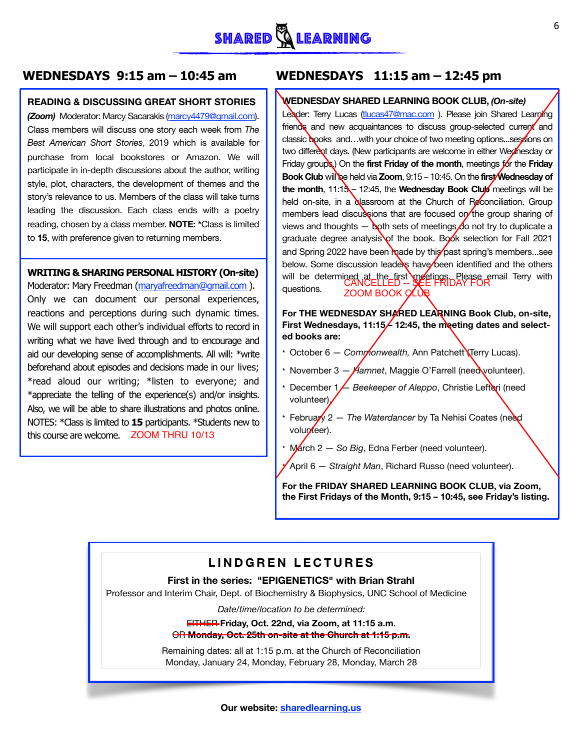**SHARED LEARNING**

## WEDNESDAYS 9:15 am – 10:45 am

### READING & DISCUSSING GREAT SHORT STORIES

***(Zoom)*** Moderator: Marcy Sacarakis (marcy4479@gmail.com). Class members will discuss one story each week from *The Best American Short Stories*, 2019 which is available for purchase from local bookstores or Amazon. We will participate in in-depth discussions about the author, writing style, plot, characters, the development of themes and the story's relevance to us. Members of the class will take turns leading the discussion. Each class ends with a poetry reading, chosen by a class member. **NOTE: ***Class is limited to **15**, with preference given to returning members.

### WRITING & SHARING PERSONAL HISTORY (On-site)

Moderator: Mary Freedman (maryafreedman@gmail.com ). Only we can document our personal experiences, reactions and perceptions during such dynamic times. We will support each other's individual efforts to record in writing what we have lived through and to encourage and aid our developing sense of accomplishments. All will: *write beforehand about episodes and decisions made in our lives; *read aloud our writing; *listen to everyone; and *appreciate the telling of the experience(s) and/or insights. Also, we will be able to share illustrations and photos online. NOTES: *Class is limited to **15** participants. *Students new to this course are welcome. ZOOM THRU 10/13

## WEDNESDAYS 11:15 am – 12:45 pm

### WEDNESDAY SHARED LEARNING BOOK CLUB, *(On-site)*

CANCELLED -- SEE FRIDAY FOR ZOOM BOOK CLUB

Leader: Terry Lucas (tlucas47@mac.com ). Please join Shared Learning friends and new acquaintances to discuss group-selected current and classic books and…with your choice of two meeting options…sessions on two different days. (New participants are welcome in either Wednesday or Friday groups.) On the **first Friday of the month**, meetings for the **Friday Book Club** will be held via **Zoom**, 9:15 – 10:45. On the **first Wednesday of the month**, 11:15 – 12:45, the **Wednesday Book Club** meetings will be held on-site, in a classroom at the Church of Reconciliation. Group members lead discussions that are focused on the group sharing of views and thoughts — both sets of meetings do not try to duplicate a graduate degree analysis of the book. Book selection for Fall 2021 and Spring 2022 have been made by this past spring's members…see below. Some discussion leaders have been identified and the others will be determined at the first meetings. Please email Terry with questions.

**For THE WEDNESDAY SHARED LEARNING Book Club, on-site, First Wednesdays, 11:15 – 12:45, the meeting dates and selected books are:**

- October 6 — *Commonwealth,* Ann Patchett (Terry Lucas).
- November 3 — *Hamnet*, Maggie O'Farrell (need volunteer).
- December 1 — *Beekeeper of Aleppo*, Christie Lefteri (need volunteer).
- February 2 — *The Waterdancer* by Ta Nehisi Coates (need volunteer).
- March 2 — *So Big*, Edna Ferber (need volunteer).
- April 6 — *Straight Man*, Richard Russo (need volunteer).

**For the FRIDAY SHARED LEARNING BOOK CLUB, via Zoom, the First Fridays of the Month, 9:15 – 10:45, see Friday's listing.**

## LINDGREN LECTURES

**First in the series: "EPIGENETICS" with Brian Strahl**

Professor and Interim Chair, Dept. of Biochemistry & Biophysics, UNC School of Medicine

*Date/time/location to be determined:*

~~EITHER~~ **Friday, Oct. 22nd, via Zoom, at 11:15 a.m.**

~~OR **Monday, Oct. 25th on-site at the Church at 1:15 p.m.**~~

Remaining dates: all at 1:15 p.m. at the Church of Reconciliation
Monday, January 24, Monday, February 28, Monday, March 28

**Our website: sharedlearning.us**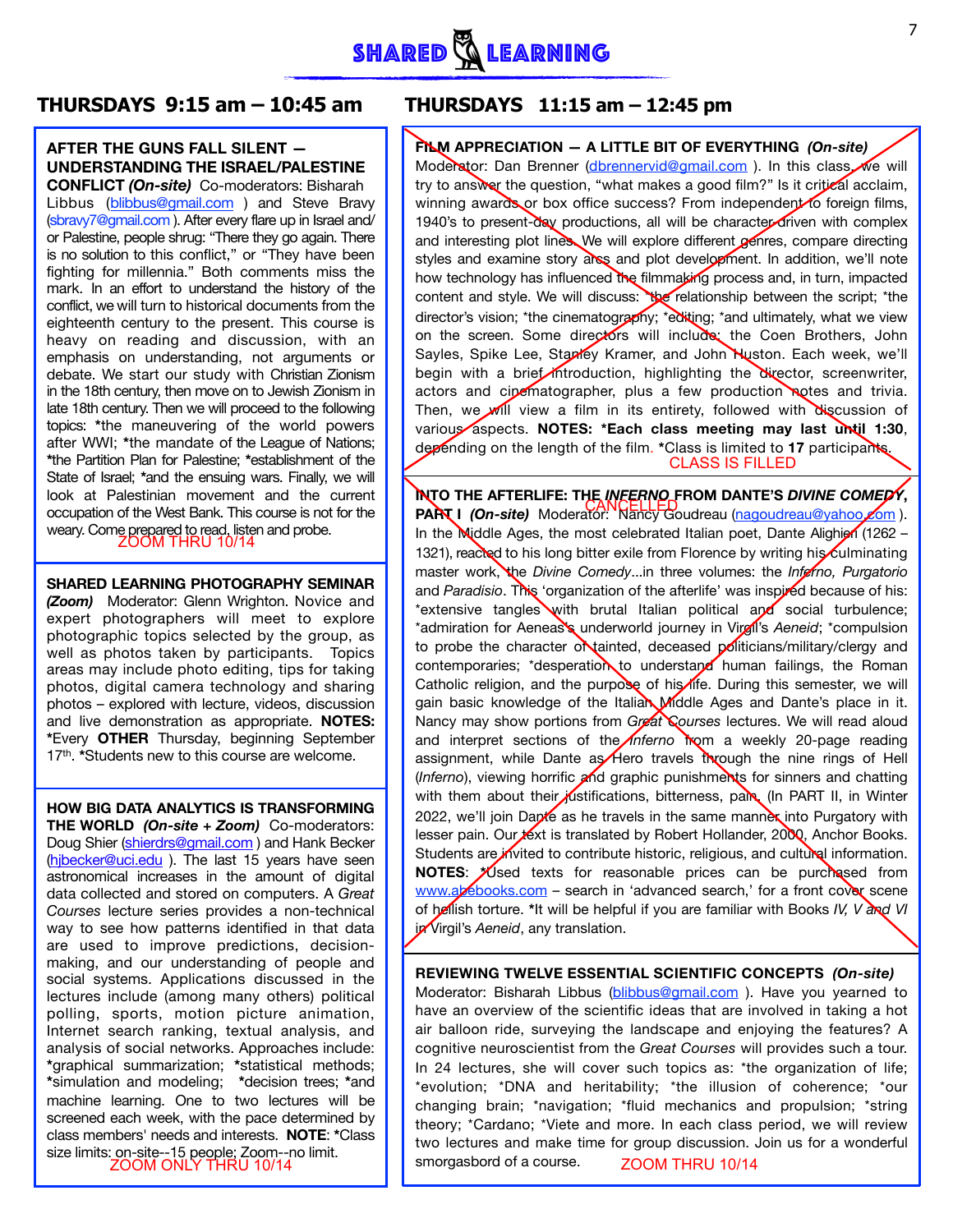# SHARED LEARNING

## THURSDAYS 9:15 am – 10:45 am

**AFTER THE GUNS FALL SILENT — UNDERSTANDING THE ISRAEL/PALESTINE CONFLICT** ***(On-site)*** Co-moderators: Bisharah Libbus (blibbus@gmail.com ) and Steve Bravy (sbravy7@gmail.com ). After every flare up in Israel and/ or Palestine, people shrug: "There they go again. There is no solution to this conflict," or "They have been fighting for millennia." Both comments miss the mark. In an effort to understand the history of the conflict, we will turn to historical documents from the eighteenth century to the present. This course is heavy on reading and discussion, with an emphasis on understanding, not arguments or debate. We start our study with Christian Zionism in the 18th century, then move on to Jewish Zionism in late 18th century. Then we will proceed to the following topics: **\***the maneuvering of the world powers after WWI; **\***the mandate of the League of Nations; **\***the Partition Plan for Palestine; **\***establishment of the State of Israel; **\***and the ensuing wars. Finally, we will look at Palestinian movement and the current occupation of the West Bank. This course is not for the weary. Come prepared to read, listen and probe.

ZOOM THRU 10/14

**SHARED LEARNING PHOTOGRAPHY SEMINAR** ***(Zoom)*** Moderator: Glenn Wrighton. Novice and expert photographers will meet to explore photographic topics selected by the group, as well as photos taken by participants. Topics areas may include photo editing, tips for taking photos, digital camera technology and sharing photos – explored with lecture, videos, discussion and live demonstration as appropriate. **NOTES:** **\***Every **OTHER** Thursday, beginning September 17th. **\***Students new to this course are welcome.

**HOW BIG DATA ANALYTICS IS TRANSFORMING THE WORLD** ***(On-site + Zoom)*** Co-moderators: Doug Shier (shierdrs@gmail.com ) and Hank Becker (hjbecker@uci.edu ). The last 15 years have seen astronomical increases in the amount of digital data collected and stored on computers. A *Great Courses* lecture series provides a non-technical way to see how patterns identified in that data are used to improve predictions, decision-making, and our understanding of people and social systems. Applications discussed in the lectures include (among many others) political polling, sports, motion picture animation, Internet search ranking, textual analysis, and analysis of social networks. Approaches include: **\***graphical summarization; **\***statistical methods; **\***simulation and modeling; **\***decision trees; **\***and machine learning. One to two lectures will be screened each week, with the pace determined by class members' needs and interests. **NOTE**: **\***Class size limits: on-site--15 people; Zoom--no limit.

ZOOM ONLY THRU 10/14

## THURSDAYS 11:15 am – 12:45 pm

~~**FILM APPRECIATION — A LITTLE BIT OF EVERYTHING** ***(On-site)*** Moderator: Dan Brenner (dbrennervid@gmail.com ). In this class, we will try to answer the question, "what makes a good film?" Is it critical acclaim, winning awards or box office success? From independent to foreign films, 1940's to present-day productions, all will be character-driven with complex and interesting plot lines. We will explore different genres, compare directing styles and examine story arcs and plot development. In addition, we'll note how technology has influenced the filmmaking process and, in turn, impacted content and style. We will discuss: \*the relationship between the script; \*the director's vision; \*the cinematography; \*editing; \*and ultimately, what we view on the screen. Some directors will include: the Coen Brothers, John Sayles, Spike Lee, Stanley Kramer, and John Huston. Each week, we'll begin with a brief introduction, highlighting the director, screenwriter, actors and cinematographer, plus a few production notes and trivia. Then, we will view a film in its entirety, followed with discussion of various aspects. **NOTES: \*Each class meeting may last until 1:30**, depending on the length of the film. \*Class is limited to **17** participants.~~

CLASS IS FILLED

CANCELLED

~~**INTO THE AFTERLIFE: THE *INFERNO* FROM DANTE'S *DIVINE COMEDY*, PART I** ***(On-site)*** Moderator: Nancy Goudreau (nagoudreau@yahoo.com ). In the Middle Ages, the most celebrated Italian poet, Dante Alighieri (1262 – 1321), reacted to his long bitter exile from Florence by writing his culminating master work, the *Divine Comedy*...in three volumes: the *Inferno, Purgatorio* and *Paradisio*. This 'organization of the afterlife' was inspired because of his: \*extensive tangles with brutal Italian political and social turbulence; \*admiration for Aeneas's underworld journey in Virgil's *Aeneid*; \*compulsion to probe the character of tainted, deceased politicians/military/clergy and contemporaries; \*desperation to understand human failings, the Roman Catholic religion, and the purpose of his life. During this semester, we will gain basic knowledge of the Italian Middle Ages and Dante's place in it. Nancy may show portions from *Great Courses* lectures. We will read aloud and interpret sections of the *Inferno* from a weekly 20-page reading assignment, while Dante as Hero travels through the nine rings of Hell (*Inferno*), viewing horrific and graphic punishments for sinners and chatting with them about their justifications, bitterness, pain. (In PART II, in Winter 2022, we'll join Dante as he travels in the same manner into Purgatory with lesser pain. Our text is translated by Robert Hollander, 2000, Anchor Books. Students are invited to contribute historic, religious, and cultural information. **NOTES**: \*Used texts for reasonable prices can be purchased from www.abebooks.com – search in 'advanced search,' for a front cover scene of hellish torture. **\***It will be helpful if you are familiar with Books *IV, V and VI* in Virgil's *Aeneid*, any translation.~~

**REVIEWING TWELVE ESSENTIAL SCIENTIFIC CONCEPTS** ***(On-site)*** Moderator: Bisharah Libbus (blibbus@gmail.com ). Have you yearned to have an overview of the scientific ideas that are involved in taking a hot air balloon ride, surveying the landscape and enjoying the features? A cognitive neuroscientist from the *Great Courses* will provides such a tour. In 24 lectures, she will cover such topics as: \*the organization of life; \*evolution; \*DNA and heritability; \*the illusion of coherence; \*our changing brain; \*navigation; \*fluid mechanics and propulsion; \*string theory; \*Cardano; \*Viete and more. In each class period, we will review two lectures and make time for group discussion. Join us for a wonderful smorgasbord of a course.

ZOOM THRU 10/14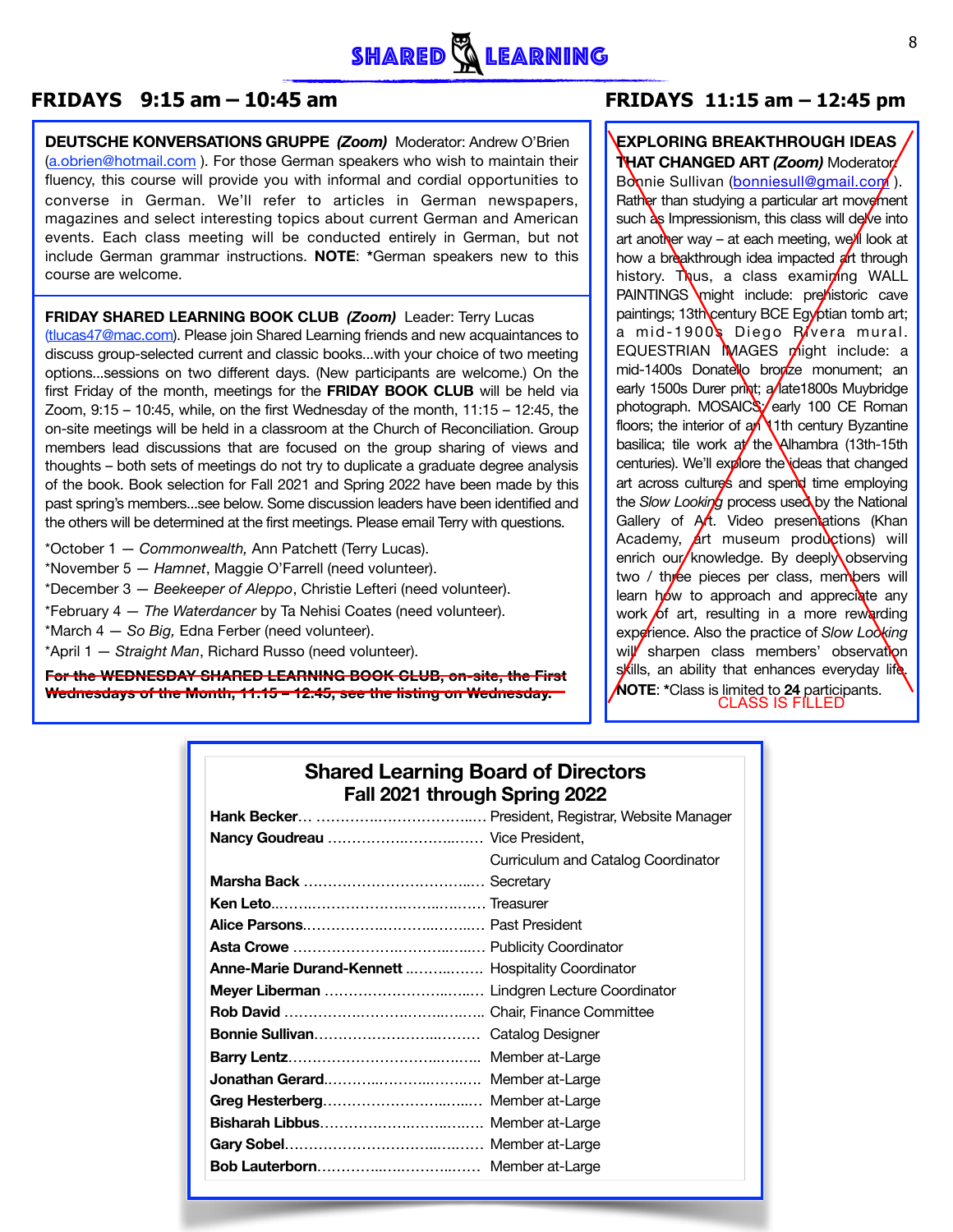## FRIDAYS 9:15 am – 10:45 am

**DEUTSCHE KONVERSATIONS GRUPPE** ***(Zoom)*** Moderator: Andrew O'Brien (a.obrien@hotmail.com ). For those German speakers who wish to maintain their fluency, this course will provide you with informal and cordial opportunities to converse in German. We'll refer to articles in German newspapers, magazines and select interesting topics about current German and American events. Each class meeting will be conducted entirely in German, but not include German grammar instructions. **NOTE**: *German speakers new to this course are welcome.

**FRIDAY SHARED LEARNING BOOK CLUB** ***(Zoom)*** Leader: Terry Lucas (tlucas47@mac.com). Please join Shared Learning friends and new acquaintances to discuss group-selected current and classic books...with your choice of two meeting options...sessions on two different days. (New participants are welcome.) On the first Friday of the month, meetings for the **FRIDAY BOOK CLUB** will be held via Zoom, 9:15 – 10:45, while, on the first Wednesday of the month, 11:15 – 12:45, the on-site meetings will be held in a classroom at the Church of Reconciliation. Group members lead discussions that are focused on the group sharing of views and thoughts – both sets of meetings do not try to duplicate a graduate degree analysis of the book. Book selection for Fall 2021 and Spring 2022 have been made by this past spring's members...see below. Some discussion leaders have been identified and the others will be determined at the first meetings. Please email Terry with questions.

*October 1 — *Commonwealth,* Ann Patchett (Terry Lucas).
*November 5 — *Hamnet*, Maggie O'Farrell (need volunteer).
*December 3 — *Beekeeper of Aleppo*, Christie Lefteri (need volunteer).
*February 4 — *The Waterdancer* by Ta Nehisi Coates (need volunteer).
*March 4 — *So Big,* Edna Ferber (need volunteer).
*April 1 — *Straight Man*, Richard Russo (need volunteer).

~~**For the WEDNESDAY SHARED LEARNING BOOK CLUB, on-site, the First Wednesdays of the Month, 11:15 – 12:45, see the listing on Wednesday.**~~

## FRIDAYS 11:15 am – 12:45 pm

~~**EXPLORING BREAKTHROUGH IDEAS THAT CHANGED ART** ***(Zoom)*** Moderator: Bonnie Sullivan (bonniesull@gmail.com ). Rather than studying a particular art movement such as Impressionism, this class will delve into art another way – at each meeting, we'll look at how a breakthrough idea impacted art through history. Thus, a class examining WALL PAINTINGS might include: prehistoric cave paintings; 13th century BCE Egyptian tomb art; a mid-1900s Diego Rivera mural. EQUESTRIAN IMAGES might include: a mid-1400s Donatello bronze monument; an early 1500s Durer print; a late1800s Muybridge photograph. MOSAICS: early 100 CE Roman floors; the interior of an 11th century Byzantine basilica; tile work at the Alhambra (13th-15th centuries). We'll explore the ideas that changed art across cultures and spend time employing the *Slow Looking* process used by the National Gallery of Art. Video presentations (Khan Academy, art museum productions) will enrich our knowledge. By deeply observing two / three pieces per class, members will learn how to approach and appreciate any work of art, resulting in a more rewarding experience. Also the practice of *Slow Looking* will sharpen class members' observation skills, an ability that enhances everyday life.~~
~~**NOTE**: *Class is limited to **24** participants.~~

CLASS IS FILLED

## Shared Learning Board of Directors
### Fall 2021 through Spring 2022

| | |
|---|---|
| **Hank Becker** | President, Registrar, Website Manager |
| **Nancy Goudreau** | Vice President, Curriculum and Catalog Coordinator |
| **Marsha Back** | Secretary |
| **Ken Leto** | Treasurer |
| **Alice Parsons** | Past President |
| **Asta Crowe** | Publicity Coordinator |
| **Anne-Marie Durand-Kennett** | Hospitality Coordinator |
| **Meyer Liberman** | Lindgren Lecture Coordinator |
| **Rob David** | Chair, Finance Committee |
| **Bonnie Sullivan** | Catalog Designer |
| **Barry Lentz** | Member at-Large |
| **Jonathan Gerard** | Member at-Large |
| **Greg Hesterberg** | Member at-Large |
| **Bisharah Libbus** | Member at-Large |
| **Gary Sobel** | Member at-Large |
| **Bob Lauterborn** | Member at-Large |